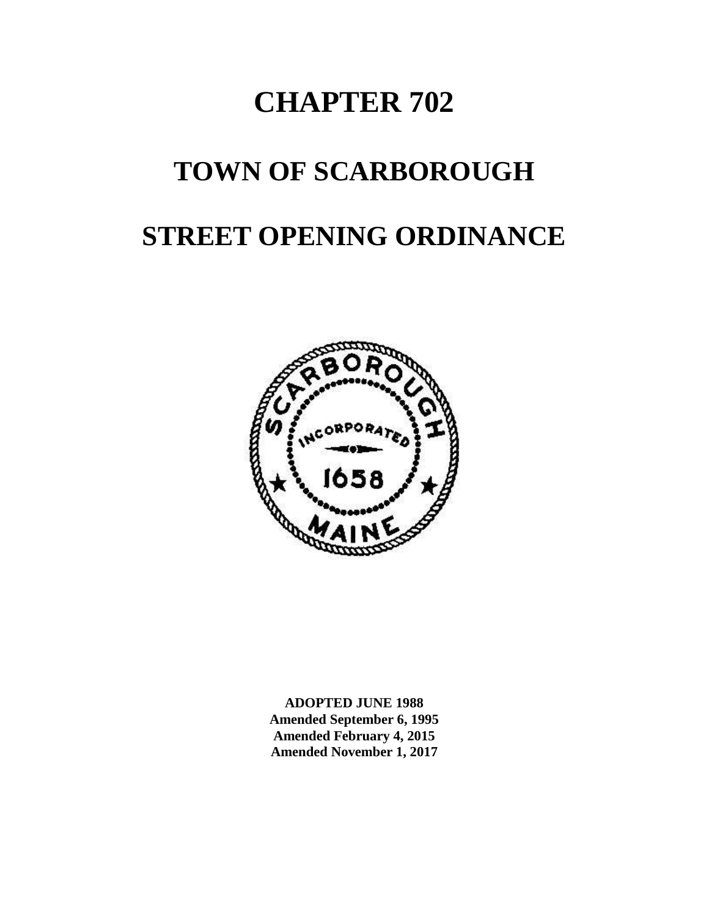# CHAPTER 702

# TOWN OF SCARBOROUGH

# STREET OPENING ORDINANCE

**ADOPTED JUNE 1988**
**Amended September 6, 1995**
**Amended February 4, 2015**
**Amended November 1, 2017**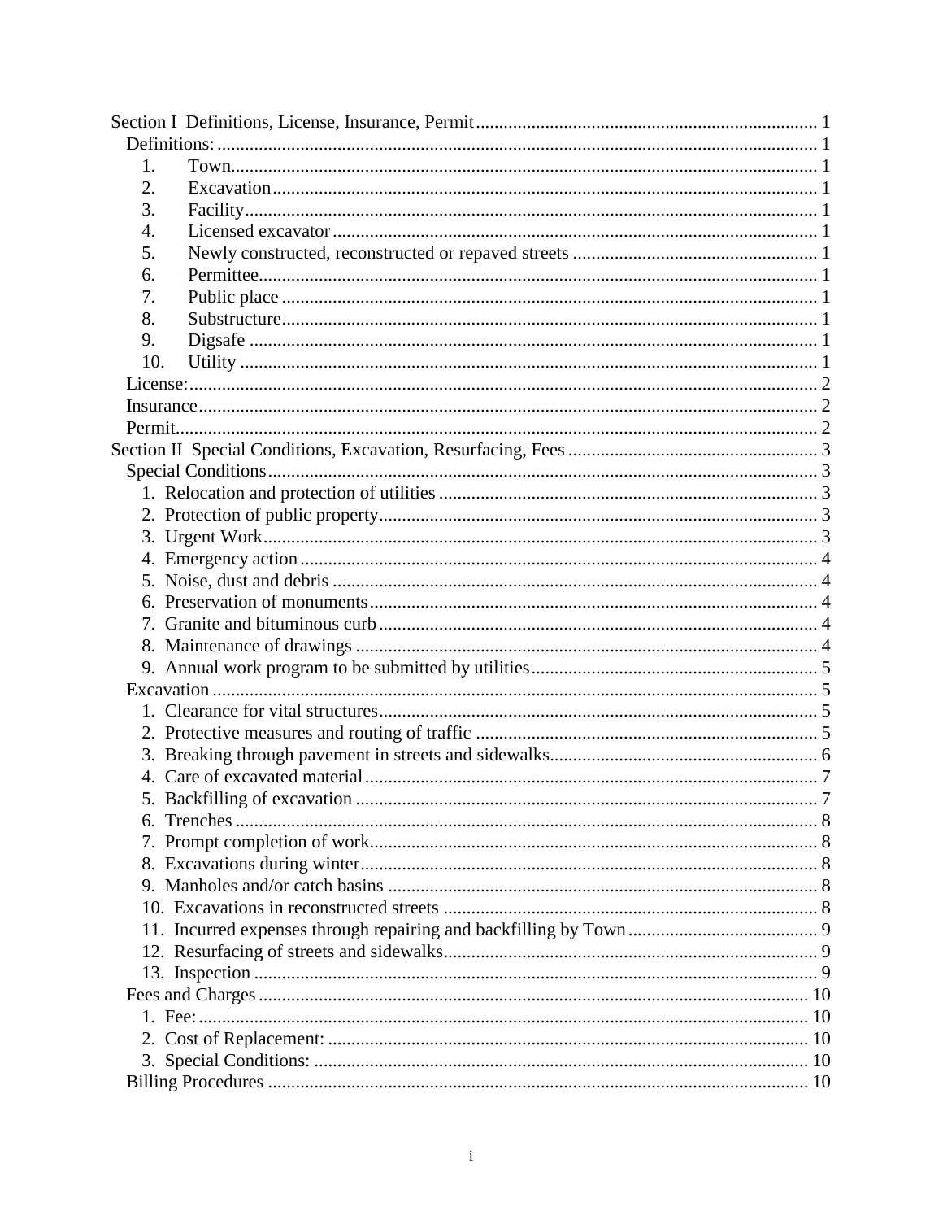Section I Definitions, License, Insurance, Permit ........ 1

- Definitions: ........ 1
  1. Town ........ 1
  2. Excavation ........ 1
  3. Facility ........ 1
  4. Licensed excavator ........ 1
  5. Newly constructed, reconstructed or repaved streets ........ 1
  6. Permittee ........ 1
  7. Public place ........ 1
  8. Substructure ........ 1
  9. Digsafe ........ 1
  10. Utility ........ 1
- License: ........ 2
- Insurance ........ 2
- Permit ........ 2

Section II Special Conditions, Excavation, Resurfacing, Fees ........ 3

- Special Conditions ........ 3
  1. Relocation and protection of utilities ........ 3
  2. Protection of public property ........ 3
  3. Urgent Work ........ 3
  4. Emergency action ........ 4
  5. Noise, dust and debris ........ 4
  6. Preservation of monuments ........ 4
  7. Granite and bituminous curb ........ 4
  8. Maintenance of drawings ........ 4
  9. Annual work program to be submitted by utilities ........ 5
- Excavation ........ 5
  1. Clearance for vital structures ........ 5
  2. Protective measures and routing of traffic ........ 5
  3. Breaking through pavement in streets and sidewalks ........ 6
  4. Care of excavated material ........ 7
  5. Backfilling of excavation ........ 7
  6. Trenches ........ 8
  7. Prompt completion of work ........ 8
  8. Excavations during winter ........ 8
  9. Manholes and/or catch basins ........ 8
  10. Excavations in reconstructed streets ........ 8
  11. Incurred expenses through repairing and backfilling by Town ........ 9
  12. Resurfacing of streets and sidewalks ........ 9
  13. Inspection ........ 9
- Fees and Charges ........ 10
  1. Fee: ........ 10
  2. Cost of Replacement: ........ 10
  3. Special Conditions: ........ 10
- Billing Procedures ........ 10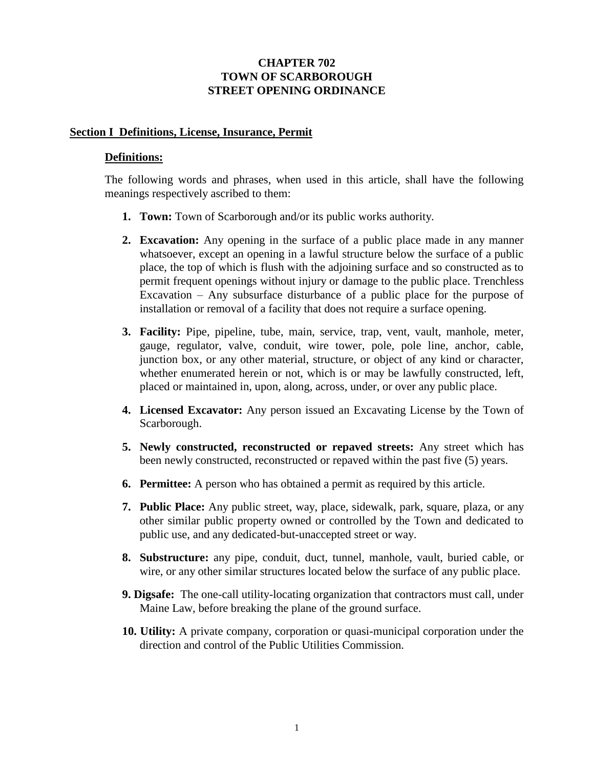# CHAPTER 702
# TOWN OF SCARBOROUGH
# STREET OPENING ORDINANCE

## Section I Definitions, License, Insurance, Permit

### Definitions:

The following words and phrases, when used in this article, shall have the following meanings respectively ascribed to them:

1. **Town:** Town of Scarborough and/or its public works authority.

2. **Excavation:** Any opening in the surface of a public place made in any manner whatsoever, except an opening in a lawful structure below the surface of a public place, the top of which is flush with the adjoining surface and so constructed as to permit frequent openings without injury or damage to the public place. Trenchless Excavation – Any subsurface disturbance of a public place for the purpose of installation or removal of a facility that does not require a surface opening.

3. **Facility:** Pipe, pipeline, tube, main, service, trap, vent, vault, manhole, meter, gauge, regulator, valve, conduit, wire tower, pole, pole line, anchor, cable, junction box, or any other material, structure, or object of any kind or character, whether enumerated herein or not, which is or may be lawfully constructed, left, placed or maintained in, upon, along, across, under, or over any public place.

4. **Licensed Excavator:** Any person issued an Excavating License by the Town of Scarborough.

5. **Newly constructed, reconstructed or repaved streets:** Any street which has been newly constructed, reconstructed or repaved within the past five (5) years.

6. **Permittee:** A person who has obtained a permit as required by this article.

7. **Public Place:** Any public street, way, place, sidewalk, park, square, plaza, or any other similar public property owned or controlled by the Town and dedicated to public use, and any dedicated-but-unaccepted street or way.

8. **Substructure:** any pipe, conduit, duct, tunnel, manhole, vault, buried cable, or wire, or any other similar structures located below the surface of any public place.

9. **Digsafe:** The one-call utility-locating organization that contractors must call, under Maine Law, before breaking the plane of the ground surface.

10. **Utility:** A private company, corporation or quasi-municipal corporation under the direction and control of the Public Utilities Commission.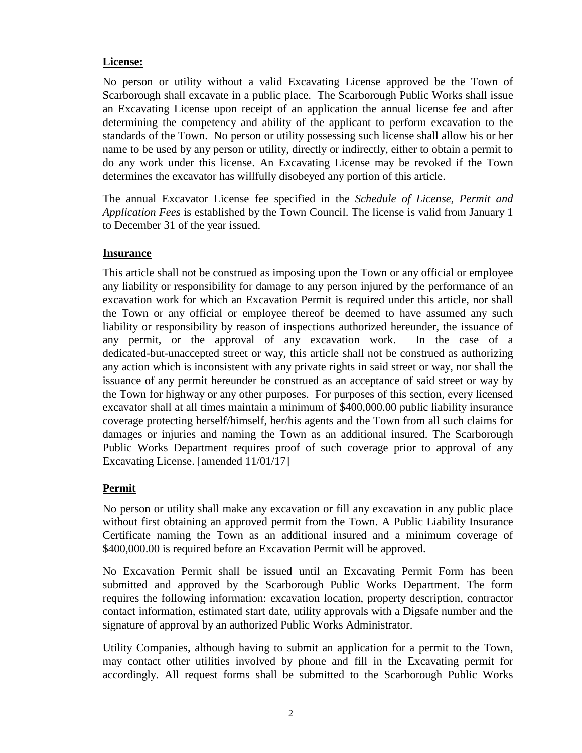**License:**

No person or utility without a valid Excavating License approved be the Town of Scarborough shall excavate in a public place. The Scarborough Public Works shall issue an Excavating License upon receipt of an application the annual license fee and after determining the competency and ability of the applicant to perform excavation to the standards of the Town. No person or utility possessing such license shall allow his or her name to be used by any person or utility, directly or indirectly, either to obtain a permit to do any work under this license. An Excavating License may be revoked if the Town determines the excavator has willfully disobeyed any portion of this article.

The annual Excavator License fee specified in the *Schedule of License, Permit and Application Fees* is established by the Town Council. The license is valid from January 1 to December 31 of the year issued.

**Insurance**

This article shall not be construed as imposing upon the Town or any official or employee any liability or responsibility for damage to any person injured by the performance of an excavation work for which an Excavation Permit is required under this article, nor shall the Town or any official or employee thereof be deemed to have assumed any such liability or responsibility by reason of inspections authorized hereunder, the issuance of any permit, or the approval of any excavation work. In the case of a dedicated-but-unaccepted street or way, this article shall not be construed as authorizing any action which is inconsistent with any private rights in said street or way, nor shall the issuance of any permit hereunder be construed as an acceptance of said street or way by the Town for highway or any other purposes. For purposes of this section, every licensed excavator shall at all times maintain a minimum of $400,000.00 public liability insurance coverage protecting herself/himself, her/his agents and the Town from all such claims for damages or injuries and naming the Town as an additional insured. The Scarborough Public Works Department requires proof of such coverage prior to approval of any Excavating License. [amended 11/01/17]

**Permit**

No person or utility shall make any excavation or fill any excavation in any public place without first obtaining an approved permit from the Town. A Public Liability Insurance Certificate naming the Town as an additional insured and a minimum coverage of $400,000.00 is required before an Excavation Permit will be approved.

No Excavation Permit shall be issued until an Excavating Permit Form has been submitted and approved by the Scarborough Public Works Department. The form requires the following information: excavation location, property description, contractor contact information, estimated start date, utility approvals with a Digsafe number and the signature of approval by an authorized Public Works Administrator.

Utility Companies, although having to submit an application for a permit to the Town, may contact other utilities involved by phone and fill in the Excavating permit for accordingly. All request forms shall be submitted to the Scarborough Public Works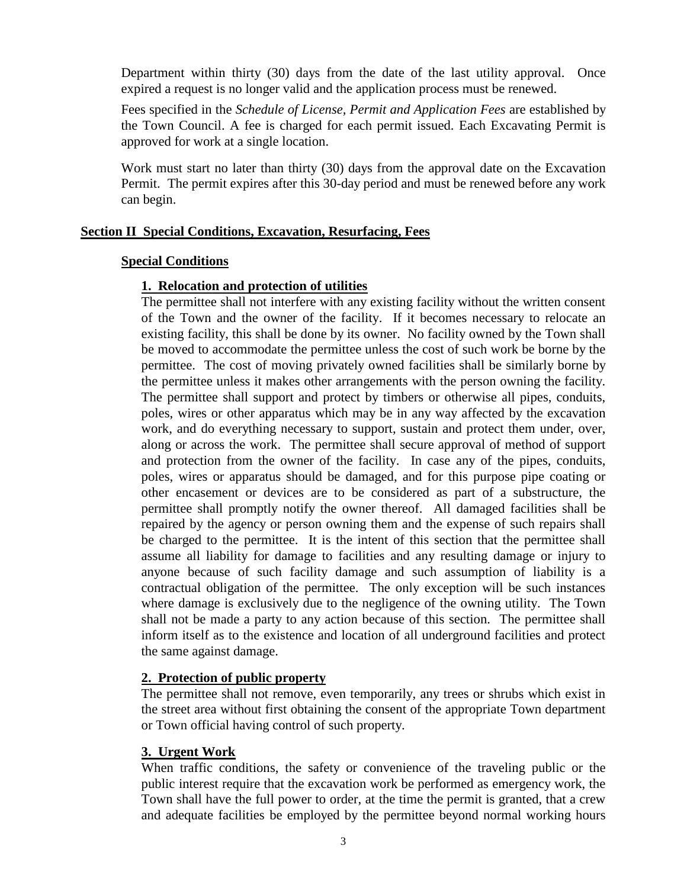Department within thirty (30) days from the date of the last utility approval. Once expired a request is no longer valid and the application process must be renewed.

Fees specified in the *Schedule of License, Permit and Application Fees* are established by the Town Council. A fee is charged for each permit issued. Each Excavating Permit is approved for work at a single location.

Work must start no later than thirty (30) days from the approval date on the Excavation Permit. The permit expires after this 30-day period and must be renewed before any work can begin.

## Section II Special Conditions, Excavation, Resurfacing, Fees

### Special Conditions

#### 1. Relocation and protection of utilities

The permittee shall not interfere with any existing facility without the written consent of the Town and the owner of the facility. If it becomes necessary to relocate an existing facility, this shall be done by its owner. No facility owned by the Town shall be moved to accommodate the permittee unless the cost of such work be borne by the permittee. The cost of moving privately owned facilities shall be similarly borne by the permittee unless it makes other arrangements with the person owning the facility. The permittee shall support and protect by timbers or otherwise all pipes, conduits, poles, wires or other apparatus which may be in any way affected by the excavation work, and do everything necessary to support, sustain and protect them under, over, along or across the work. The permittee shall secure approval of method of support and protection from the owner of the facility. In case any of the pipes, conduits, poles, wires or apparatus should be damaged, and for this purpose pipe coating or other encasement or devices are to be considered as part of a substructure, the permittee shall promptly notify the owner thereof. All damaged facilities shall be repaired by the agency or person owning them and the expense of such repairs shall be charged to the permittee. It is the intent of this section that the permittee shall assume all liability for damage to facilities and any resulting damage or injury to anyone because of such facility damage and such assumption of liability is a contractual obligation of the permittee. The only exception will be such instances where damage is exclusively due to the negligence of the owning utility. The Town shall not be made a party to any action because of this section. The permittee shall inform itself as to the existence and location of all underground facilities and protect the same against damage.

#### 2. Protection of public property

The permittee shall not remove, even temporarily, any trees or shrubs which exist in the street area without first obtaining the consent of the appropriate Town department or Town official having control of such property.

#### 3. Urgent Work

When traffic conditions, the safety or convenience of the traveling public or the public interest require that the excavation work be performed as emergency work, the Town shall have the full power to order, at the time the permit is granted, that a crew and adequate facilities be employed by the permittee beyond normal working hours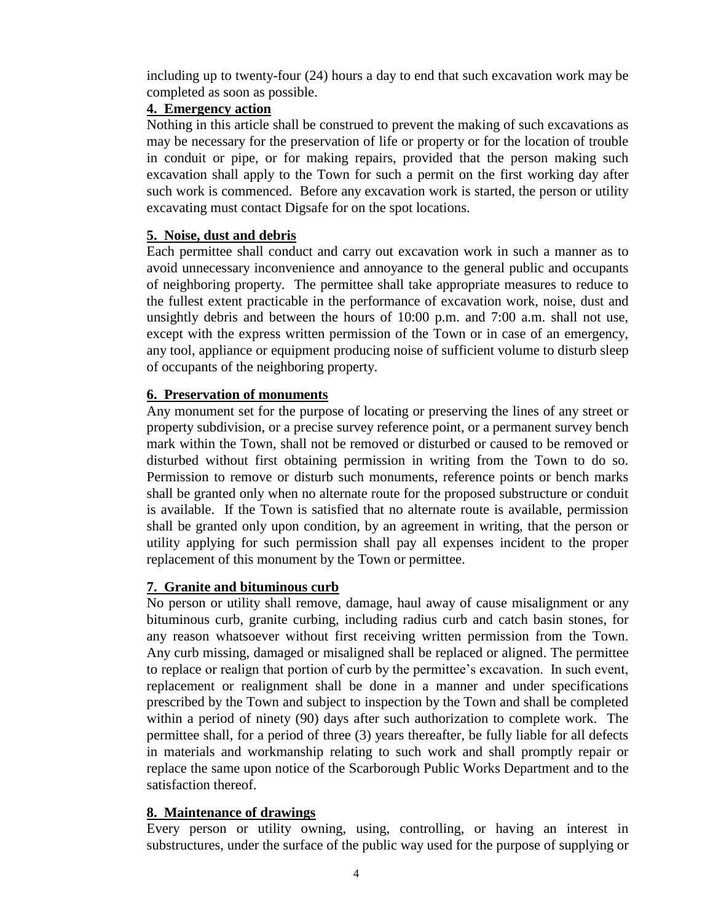including up to twenty-four (24) hours a day to end that such excavation work may be completed as soon as possible.

**4. Emergency action**

Nothing in this article shall be construed to prevent the making of such excavations as may be necessary for the preservation of life or property or for the location of trouble in conduit or pipe, or for making repairs, provided that the person making such excavation shall apply to the Town for such a permit on the first working day after such work is commenced. Before any excavation work is started, the person or utility excavating must contact Digsafe for on the spot locations.

**5. Noise, dust and debris**

Each permittee shall conduct and carry out excavation work in such a manner as to avoid unnecessary inconvenience and annoyance to the general public and occupants of neighboring property. The permittee shall take appropriate measures to reduce to the fullest extent practicable in the performance of excavation work, noise, dust and unsightly debris and between the hours of 10:00 p.m. and 7:00 a.m. shall not use, except with the express written permission of the Town or in case of an emergency, any tool, appliance or equipment producing noise of sufficient volume to disturb sleep of occupants of the neighboring property.

**6. Preservation of monuments**

Any monument set for the purpose of locating or preserving the lines of any street or property subdivision, or a precise survey reference point, or a permanent survey bench mark within the Town, shall not be removed or disturbed or caused to be removed or disturbed without first obtaining permission in writing from the Town to do so. Permission to remove or disturb such monuments, reference points or bench marks shall be granted only when no alternate route for the proposed substructure or conduit is available. If the Town is satisfied that no alternate route is available, permission shall be granted only upon condition, by an agreement in writing, that the person or utility applying for such permission shall pay all expenses incident to the proper replacement of this monument by the Town or permittee.

**7. Granite and bituminous curb**

No person or utility shall remove, damage, haul away of cause misalignment or any bituminous curb, granite curbing, including radius curb and catch basin stones, for any reason whatsoever without first receiving written permission from the Town. Any curb missing, damaged or misaligned shall be replaced or aligned. The permittee to replace or realign that portion of curb by the permittee's excavation. In such event, replacement or realignment shall be done in a manner and under specifications prescribed by the Town and subject to inspection by the Town and shall be completed within a period of ninety (90) days after such authorization to complete work. The permittee shall, for a period of three (3) years thereafter, be fully liable for all defects in materials and workmanship relating to such work and shall promptly repair or replace the same upon notice of the Scarborough Public Works Department and to the satisfaction thereof.

**8. Maintenance of drawings**

Every person or utility owning, using, controlling, or having an interest in substructures, under the surface of the public way used for the purpose of supplying or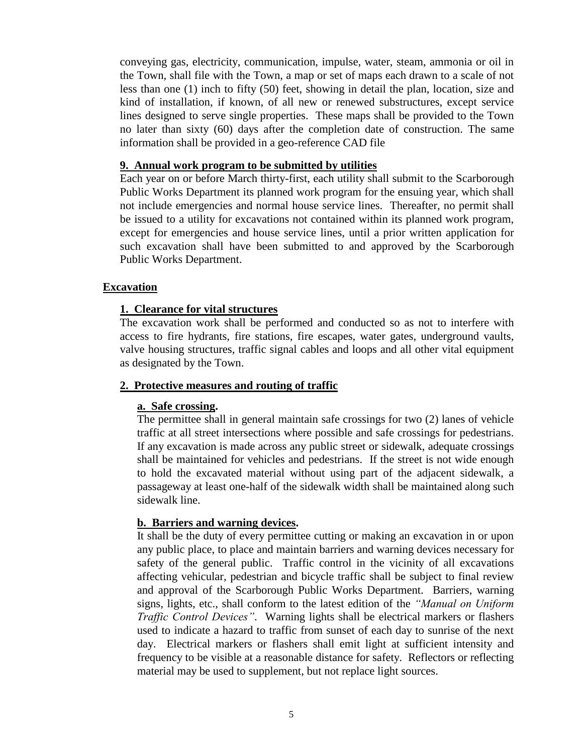conveying gas, electricity, communication, impulse, water, steam, ammonia or oil in the Town, shall file with the Town, a map or set of maps each drawn to a scale of not less than one (1) inch to fifty (50) feet, showing in detail the plan, location, size and kind of installation, if known, of all new or renewed substructures, except service lines designed to serve single properties. These maps shall be provided to the Town no later than sixty (60) days after the completion date of construction. The same information shall be provided in a geo-reference CAD file

### 9. Annual work program to be submitted by utilities

Each year on or before March thirty-first, each utility shall submit to the Scarborough Public Works Department its planned work program for the ensuing year, which shall not include emergencies and normal house service lines. Thereafter, no permit shall be issued to a utility for excavations not contained within its planned work program, except for emergencies and house service lines, until a prior written application for such excavation shall have been submitted to and approved by the Scarborough Public Works Department.

## Excavation

### 1. Clearance for vital structures

The excavation work shall be performed and conducted so as not to interfere with access to fire hydrants, fire stations, fire escapes, water gates, underground vaults, valve housing structures, traffic signal cables and loops and all other vital equipment as designated by the Town.

### 2. Protective measures and routing of traffic

#### a. Safe crossing.

The permittee shall in general maintain safe crossings for two (2) lanes of vehicle traffic at all street intersections where possible and safe crossings for pedestrians. If any excavation is made across any public street or sidewalk, adequate crossings shall be maintained for vehicles and pedestrians. If the street is not wide enough to hold the excavated material without using part of the adjacent sidewalk, a passageway at least one-half of the sidewalk width shall be maintained along such sidewalk line.

#### b. Barriers and warning devices.

It shall be the duty of every permittee cutting or making an excavation in or upon any public place, to place and maintain barriers and warning devices necessary for safety of the general public. Traffic control in the vicinity of all excavations affecting vehicular, pedestrian and bicycle traffic shall be subject to final review and approval of the Scarborough Public Works Department. Barriers, warning signs, lights, etc., shall conform to the latest edition of the *"Manual on Uniform Traffic Control Devices"*. Warning lights shall be electrical markers or flashers used to indicate a hazard to traffic from sunset of each day to sunrise of the next day. Electrical markers or flashers shall emit light at sufficient intensity and frequency to be visible at a reasonable distance for safety. Reflectors or reflecting material may be used to supplement, but not replace light sources.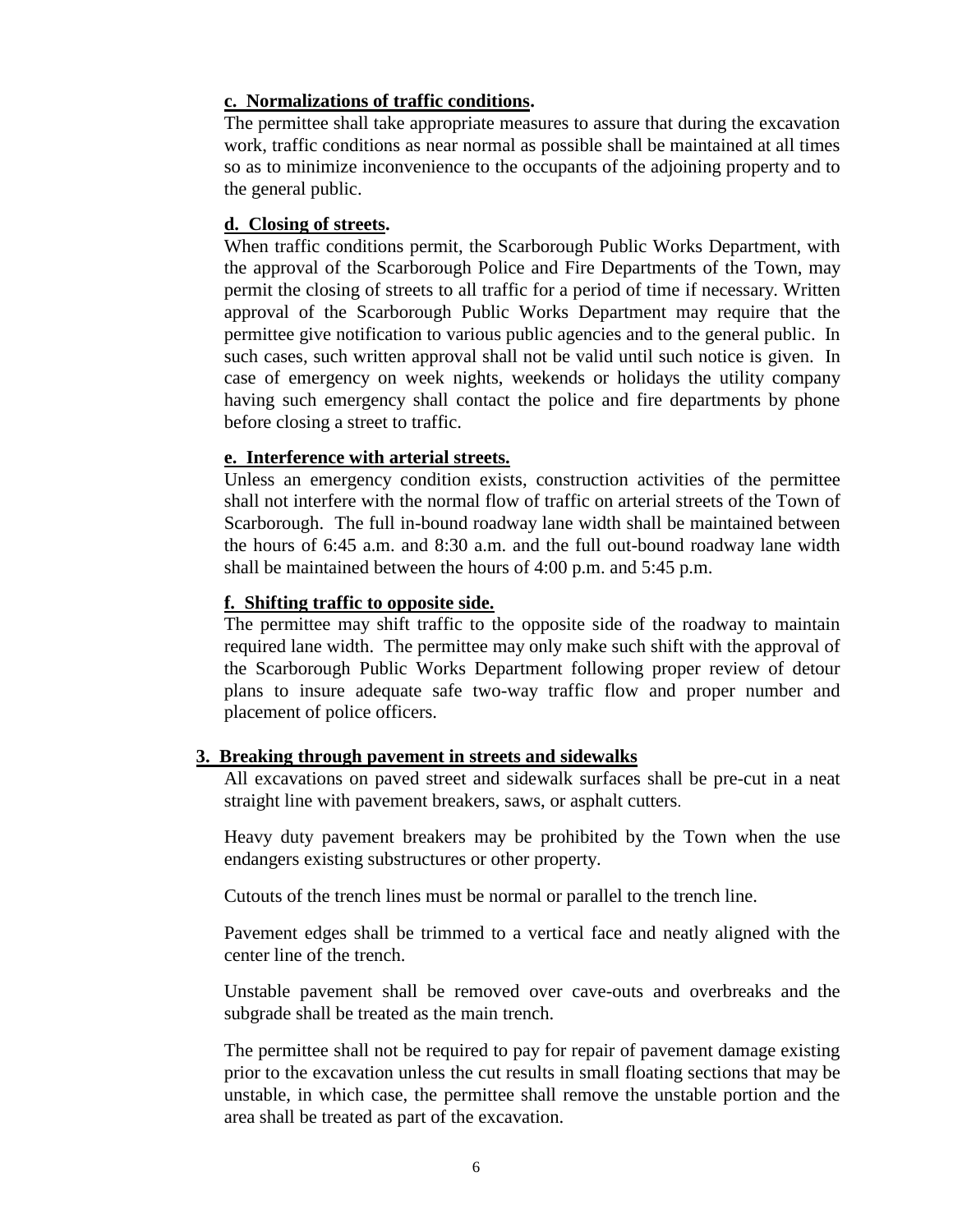**c. Normalizations of traffic conditions.**

The permittee shall take appropriate measures to assure that during the excavation work, traffic conditions as near normal as possible shall be maintained at all times so as to minimize inconvenience to the occupants of the adjoining property and to the general public.

**d. Closing of streets.**

When traffic conditions permit, the Scarborough Public Works Department, with the approval of the Scarborough Police and Fire Departments of the Town, may permit the closing of streets to all traffic for a period of time if necessary. Written approval of the Scarborough Public Works Department may require that the permittee give notification to various public agencies and to the general public. In such cases, such written approval shall not be valid until such notice is given. In case of emergency on week nights, weekends or holidays the utility company having such emergency shall contact the police and fire departments by phone before closing a street to traffic.

**e. Interference with arterial streets.**

Unless an emergency condition exists, construction activities of the permittee shall not interfere with the normal flow of traffic on arterial streets of the Town of Scarborough. The full in-bound roadway lane width shall be maintained between the hours of 6:45 a.m. and 8:30 a.m. and the full out-bound roadway lane width shall be maintained between the hours of 4:00 p.m. and 5:45 p.m.

**f. Shifting traffic to opposite side.**

The permittee may shift traffic to the opposite side of the roadway to maintain required lane width. The permittee may only make such shift with the approval of the Scarborough Public Works Department following proper review of detour plans to insure adequate safe two-way traffic flow and proper number and placement of police officers.

**3. Breaking through pavement in streets and sidewalks**

All excavations on paved street and sidewalk surfaces shall be pre-cut in a neat straight line with pavement breakers, saws, or asphalt cutters.

Heavy duty pavement breakers may be prohibited by the Town when the use endangers existing substructures or other property.

Cutouts of the trench lines must be normal or parallel to the trench line.

Pavement edges shall be trimmed to a vertical face and neatly aligned with the center line of the trench.

Unstable pavement shall be removed over cave-outs and overbreaks and the subgrade shall be treated as the main trench.

The permittee shall not be required to pay for repair of pavement damage existing prior to the excavation unless the cut results in small floating sections that may be unstable, in which case, the permittee shall remove the unstable portion and the area shall be treated as part of the excavation.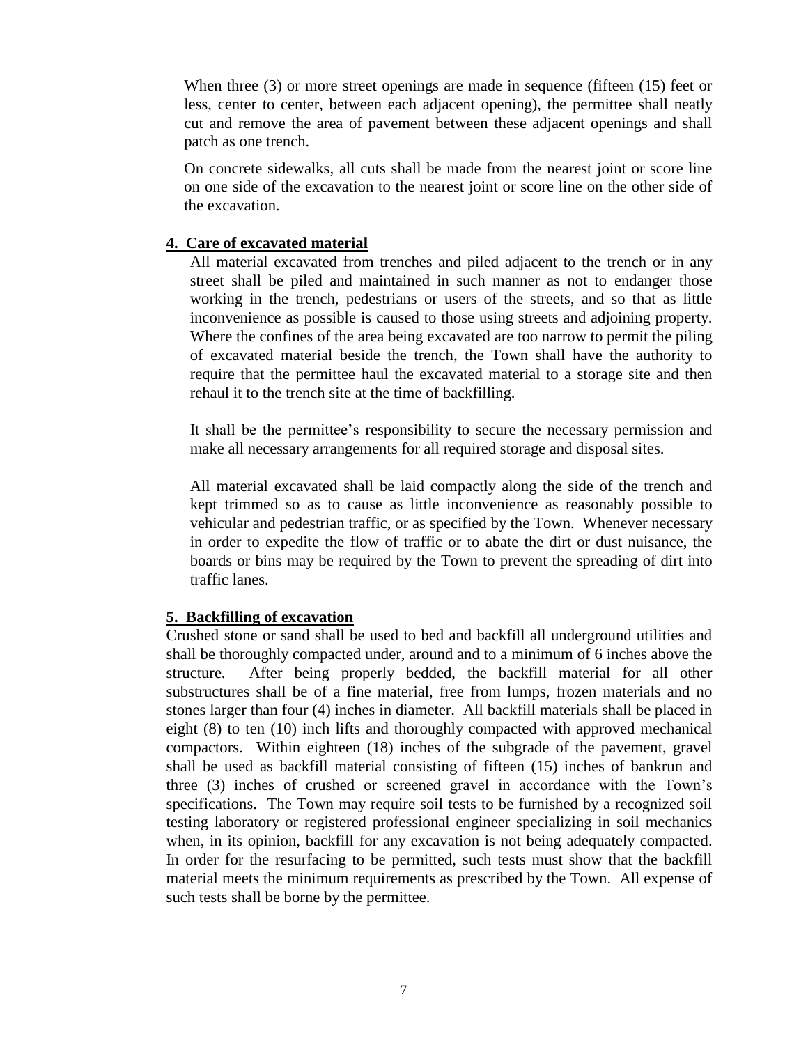When three (3) or more street openings are made in sequence (fifteen (15) feet or less, center to center, between each adjacent opening), the permittee shall neatly cut and remove the area of pavement between these adjacent openings and shall patch as one trench.

On concrete sidewalks, all cuts shall be made from the nearest joint or score line on one side of the excavation to the nearest joint or score line on the other side of the excavation.

**4. Care of excavated material**

All material excavated from trenches and piled adjacent to the trench or in any street shall be piled and maintained in such manner as not to endanger those working in the trench, pedestrians or users of the streets, and so that as little inconvenience as possible is caused to those using streets and adjoining property. Where the confines of the area being excavated are too narrow to permit the piling of excavated material beside the trench, the Town shall have the authority to require that the permittee haul the excavated material to a storage site and then rehaul it to the trench site at the time of backfilling.

It shall be the permittee's responsibility to secure the necessary permission and make all necessary arrangements for all required storage and disposal sites.

All material excavated shall be laid compactly along the side of the trench and kept trimmed so as to cause as little inconvenience as reasonably possible to vehicular and pedestrian traffic, or as specified by the Town. Whenever necessary in order to expedite the flow of traffic or to abate the dirt or dust nuisance, the boards or bins may be required by the Town to prevent the spreading of dirt into traffic lanes.

**5. Backfilling of excavation**

Crushed stone or sand shall be used to bed and backfill all underground utilities and shall be thoroughly compacted under, around and to a minimum of 6 inches above the structure. After being properly bedded, the backfill material for all other substructures shall be of a fine material, free from lumps, frozen materials and no stones larger than four (4) inches in diameter. All backfill materials shall be placed in eight (8) to ten (10) inch lifts and thoroughly compacted with approved mechanical compactors. Within eighteen (18) inches of the subgrade of the pavement, gravel shall be used as backfill material consisting of fifteen (15) inches of bankrun and three (3) inches of crushed or screened gravel in accordance with the Town's specifications. The Town may require soil tests to be furnished by a recognized soil testing laboratory or registered professional engineer specializing in soil mechanics when, in its opinion, backfill for any excavation is not being adequately compacted. In order for the resurfacing to be permitted, such tests must show that the backfill material meets the minimum requirements as prescribed by the Town. All expense of such tests shall be borne by the permittee.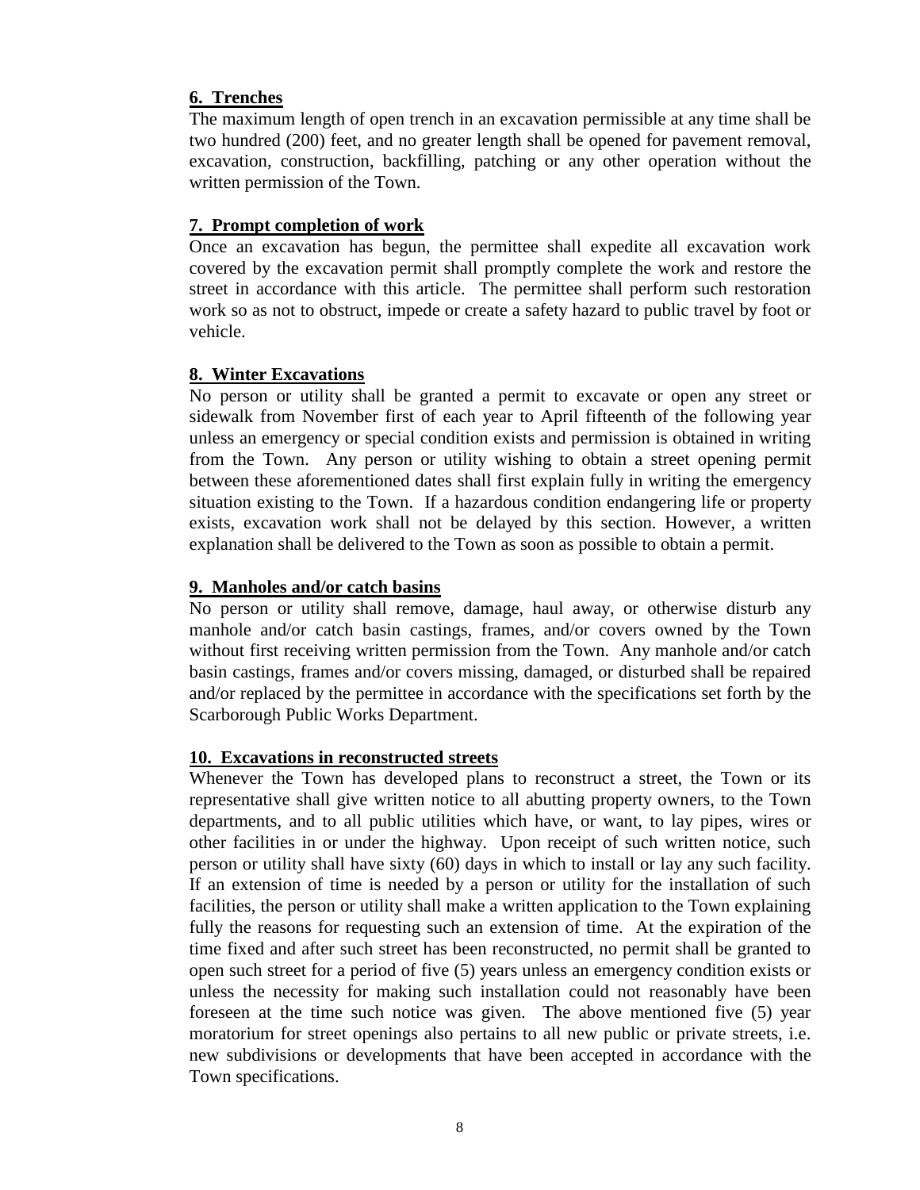**6. Trenches**

The maximum length of open trench in an excavation permissible at any time shall be two hundred (200) feet, and no greater length shall be opened for pavement removal, excavation, construction, backfilling, patching or any other operation without the written permission of the Town.

**7. Prompt completion of work**

Once an excavation has begun, the permittee shall expedite all excavation work covered by the excavation permit shall promptly complete the work and restore the street in accordance with this article. The permittee shall perform such restoration work so as not to obstruct, impede or create a safety hazard to public travel by foot or vehicle.

**8. Winter Excavations**

No person or utility shall be granted a permit to excavate or open any street or sidewalk from November first of each year to April fifteenth of the following year unless an emergency or special condition exists and permission is obtained in writing from the Town. Any person or utility wishing to obtain a street opening permit between these aforementioned dates shall first explain fully in writing the emergency situation existing to the Town. If a hazardous condition endangering life or property exists, excavation work shall not be delayed by this section. However, a written explanation shall be delivered to the Town as soon as possible to obtain a permit.

**9. Manholes and/or catch basins**

No person or utility shall remove, damage, haul away, or otherwise disturb any manhole and/or catch basin castings, frames, and/or covers owned by the Town without first receiving written permission from the Town. Any manhole and/or catch basin castings, frames and/or covers missing, damaged, or disturbed shall be repaired and/or replaced by the permittee in accordance with the specifications set forth by the Scarborough Public Works Department.

**10. Excavations in reconstructed streets**

Whenever the Town has developed plans to reconstruct a street, the Town or its representative shall give written notice to all abutting property owners, to the Town departments, and to all public utilities which have, or want, to lay pipes, wires or other facilities in or under the highway. Upon receipt of such written notice, such person or utility shall have sixty (60) days in which to install or lay any such facility. If an extension of time is needed by a person or utility for the installation of such facilities, the person or utility shall make a written application to the Town explaining fully the reasons for requesting such an extension of time. At the expiration of the time fixed and after such street has been reconstructed, no permit shall be granted to open such street for a period of five (5) years unless an emergency condition exists or unless the necessity for making such installation could not reasonably have been foreseen at the time such notice was given. The above mentioned five (5) year moratorium for street openings also pertains to all new public or private streets, i.e. new subdivisions or developments that have been accepted in accordance with the Town specifications.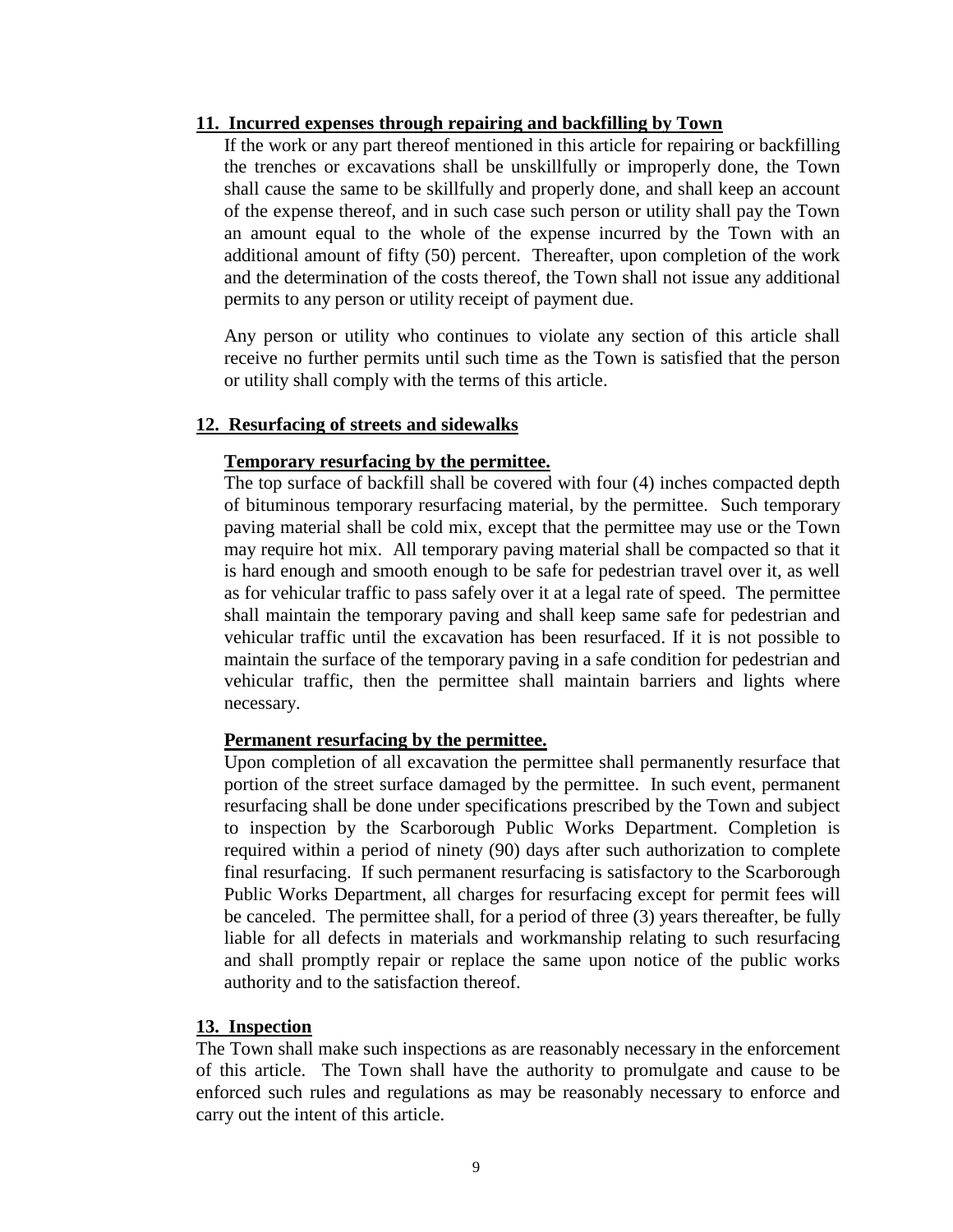## 11. Incurred expenses through repairing and backfilling by Town

If the work or any part thereof mentioned in this article for repairing or backfilling the trenches or excavations shall be unskillfully or improperly done, the Town shall cause the same to be skillfully and properly done, and shall keep an account of the expense thereof, and in such case such person or utility shall pay the Town an amount equal to the whole of the expense incurred by the Town with an additional amount of fifty (50) percent. Thereafter, upon completion of the work and the determination of the costs thereof, the Town shall not issue any additional permits to any person or utility receipt of payment due.

Any person or utility who continues to violate any section of this article shall receive no further permits until such time as the Town is satisfied that the person or utility shall comply with the terms of this article.

## 12. Resurfacing of streets and sidewalks

### Temporary resurfacing by the permittee.

The top surface of backfill shall be covered with four (4) inches compacted depth of bituminous temporary resurfacing material, by the permittee. Such temporary paving material shall be cold mix, except that the permittee may use or the Town may require hot mix. All temporary paving material shall be compacted so that it is hard enough and smooth enough to be safe for pedestrian travel over it, as well as for vehicular traffic to pass safely over it at a legal rate of speed. The permittee shall maintain the temporary paving and shall keep same safe for pedestrian and vehicular traffic until the excavation has been resurfaced. If it is not possible to maintain the surface of the temporary paving in a safe condition for pedestrian and vehicular traffic, then the permittee shall maintain barriers and lights where necessary.

### Permanent resurfacing by the permittee.

Upon completion of all excavation the permittee shall permanently resurface that portion of the street surface damaged by the permittee. In such event, permanent resurfacing shall be done under specifications prescribed by the Town and subject to inspection by the Scarborough Public Works Department. Completion is required within a period of ninety (90) days after such authorization to complete final resurfacing. If such permanent resurfacing is satisfactory to the Scarborough Public Works Department, all charges for resurfacing except for permit fees will be canceled. The permittee shall, for a period of three (3) years thereafter, be fully liable for all defects in materials and workmanship relating to such resurfacing and shall promptly repair or replace the same upon notice of the public works authority and to the satisfaction thereof.

## 13. Inspection

The Town shall make such inspections as are reasonably necessary in the enforcement of this article. The Town shall have the authority to promulgate and cause to be enforced such rules and regulations as may be reasonably necessary to enforce and carry out the intent of this article.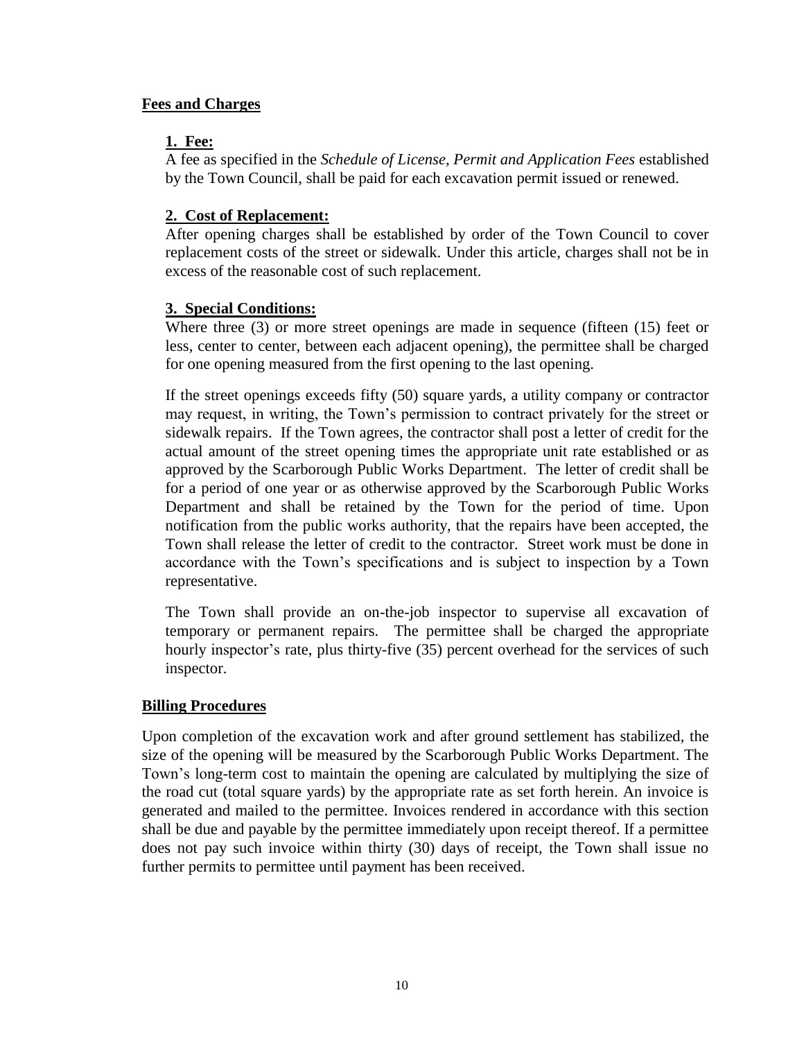**Fees and Charges**

**1. Fee:**

A fee as specified in the *Schedule of License, Permit and Application Fees* established by the Town Council, shall be paid for each excavation permit issued or renewed.

**2. Cost of Replacement:**

After opening charges shall be established by order of the Town Council to cover replacement costs of the street or sidewalk. Under this article, charges shall not be in excess of the reasonable cost of such replacement.

**3. Special Conditions:**

Where three (3) or more street openings are made in sequence (fifteen (15) feet or less, center to center, between each adjacent opening), the permittee shall be charged for one opening measured from the first opening to the last opening.

If the street openings exceeds fifty (50) square yards, a utility company or contractor may request, in writing, the Town's permission to contract privately for the street or sidewalk repairs. If the Town agrees, the contractor shall post a letter of credit for the actual amount of the street opening times the appropriate unit rate established or as approved by the Scarborough Public Works Department. The letter of credit shall be for a period of one year or as otherwise approved by the Scarborough Public Works Department and shall be retained by the Town for the period of time. Upon notification from the public works authority, that the repairs have been accepted, the Town shall release the letter of credit to the contractor. Street work must be done in accordance with the Town's specifications and is subject to inspection by a Town representative.

The Town shall provide an on-the-job inspector to supervise all excavation of temporary or permanent repairs. The permittee shall be charged the appropriate hourly inspector's rate, plus thirty-five (35) percent overhead for the services of such inspector.

**Billing Procedures**

Upon completion of the excavation work and after ground settlement has stabilized, the size of the opening will be measured by the Scarborough Public Works Department. The Town's long-term cost to maintain the opening are calculated by multiplying the size of the road cut (total square yards) by the appropriate rate as set forth herein. An invoice is generated and mailed to the permittee. Invoices rendered in accordance with this section shall be due and payable by the permittee immediately upon receipt thereof. If a permittee does not pay such invoice within thirty (30) days of receipt, the Town shall issue no further permits to permittee until payment has been received.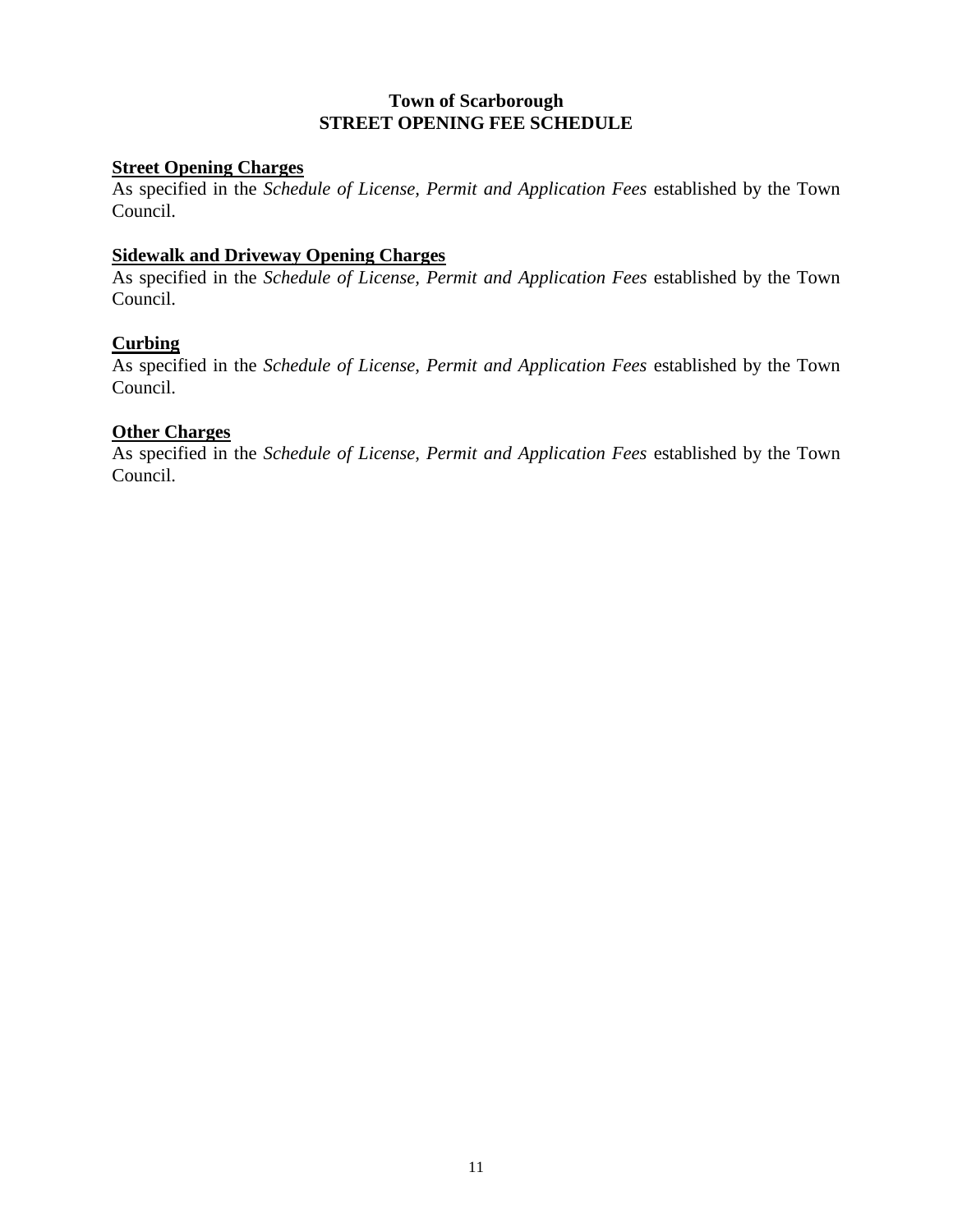# Town of Scarborough
## STREET OPENING FEE SCHEDULE

### Street Opening Charges

As specified in the *Schedule of License, Permit and Application Fees* established by the Town Council.

### Sidewalk and Driveway Opening Charges

As specified in the *Schedule of License, Permit and Application Fees* established by the Town Council.

### Curbing

As specified in the *Schedule of License, Permit and Application Fees* established by the Town Council.

### Other Charges

As specified in the *Schedule of License, Permit and Application Fees* established by the Town Council.